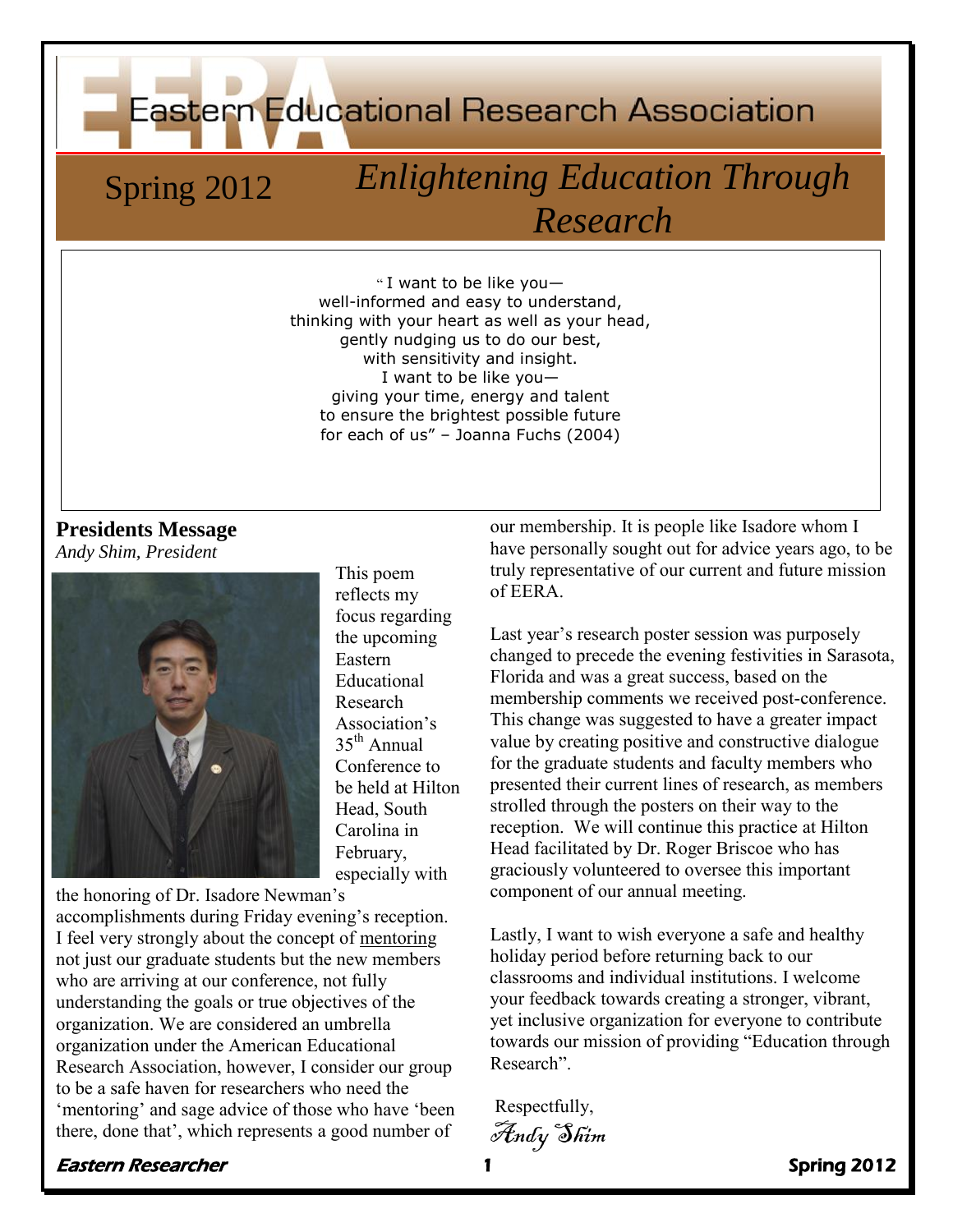# Eastern Educational Research Association

Spring 2012

*Enlightening Education Through Research*

"I want to be like you—
well-informed and easy to understand,
thinking with your heart as well as your head,
gently nudging us to do our best,
with sensitivity and insight.
I want to be like you—
giving your time, energy and talent
to ensure the brightest possible future
for each of us" – Joanna Fuchs (2004)

## Presidents Message

*Andy Shim, President*

This poem reflects my focus regarding the upcoming Eastern Educational Research Association's 35th Annual Conference to be held at Hilton Head, South Carolina in February, especially with the honoring of Dr. Isadore Newman's accomplishments during Friday evening's reception. I feel very strongly about the concept of mentoring not just our graduate students but the new members who are arriving at our conference, not fully understanding the goals or true objectives of the organization. We are considered an umbrella organization under the American Educational Research Association, however, I consider our group to be a safe haven for researchers who need the 'mentoring' and sage advice of those who have 'been there, done that', which represents a good number of our membership. It is people like Isadore whom I have personally sought out for advice years ago, to be truly representative of our current and future mission of EERA.

Last year's research poster session was purposely changed to precede the evening festivities in Sarasota, Florida and was a great success, based on the membership comments we received post-conference. This change was suggested to have a greater impact value by creating positive and constructive dialogue for the graduate students and faculty members who presented their current lines of research, as members strolled through the posters on their way to the reception. We will continue this practice at Hilton Head facilitated by Dr. Roger Briscoe who has graciously volunteered to oversee this important component of our annual meeting.

Lastly, I want to wish everyone a safe and healthy holiday period before returning back to our classrooms and individual institutions. I welcome your feedback towards creating a stronger, vibrant, yet inclusive organization for everyone to contribute towards our mission of providing "Education through Research".

Respectfully,

*Andy Shim*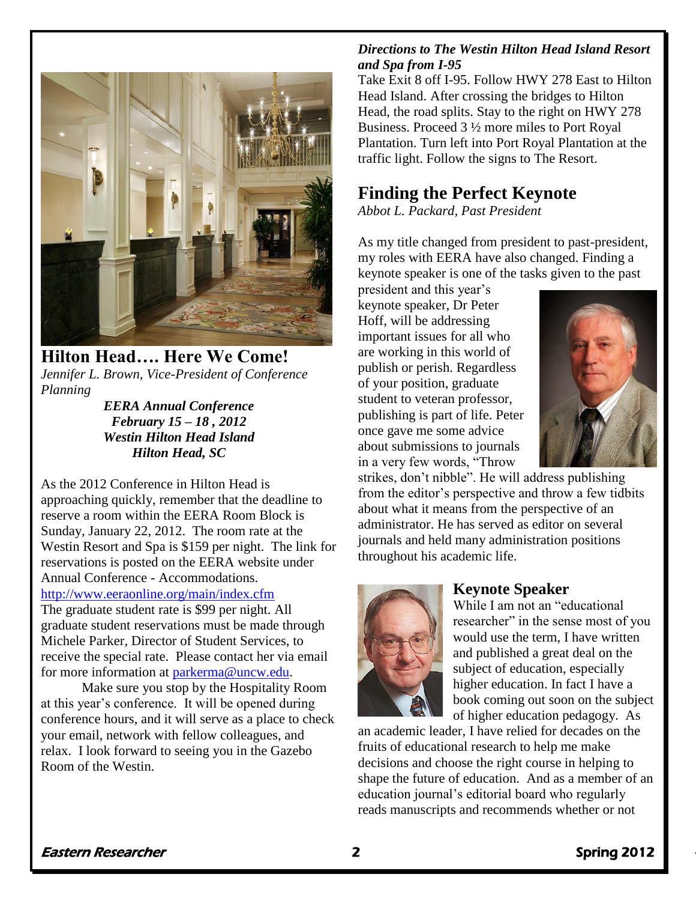## Hilton Head…. Here We Come!

*Jennifer L. Brown, Vice-President of Conference Planning*

***EERA Annual Conference***
***February 15 – 18 , 2012***
***Westin Hilton Head Island***
***Hilton Head, SC***

As the 2012 Conference in Hilton Head is approaching quickly, remember that the deadline to reserve a room within the EERA Room Block is Sunday, January 22, 2012. The room rate at the Westin Resort and Spa is $159 per night. The link for reservations is posted on the EERA website under Annual Conference - Accommodations. http://www.eeraonline.org/main/index.cfm The graduate student rate is $99 per night. All graduate student reservations must be made through Michele Parker, Director of Student Services, to receive the special rate. Please contact her via email for more information at parkerma@uncw.edu.

Make sure you stop by the Hospitality Room at this year's conference. It will be opened during conference hours, and it will serve as a place to check your email, network with fellow colleagues, and relax. I look forward to seeing you in the Gazebo Room of the Westin.

***Directions to The Westin Hilton Head Island Resort and Spa from I-95***

Take Exit 8 off I-95. Follow HWY 278 East to Hilton Head Island. After crossing the bridges to Hilton Head, the road splits. Stay to the right on HWY 278 Business. Proceed 3 ½ more miles to Port Royal Plantation. Turn left into Port Royal Plantation at the traffic light. Follow the signs to The Resort.

## Finding the Perfect Keynote

*Abbot L. Packard, Past President*

As my title changed from president to past-president, my roles with EERA have also changed. Finding a keynote speaker is one of the tasks given to the past president and this year's keynote speaker, Dr Peter Hoff, will be addressing important issues for all who are working in this world of publish or perish. Regardless of your position, graduate student to veteran professor, publishing is part of life. Peter once gave me some advice about submissions to journals in a very few words, "Throw strikes, don't nibble". He will address publishing from the editor's perspective and throw a few tidbits about what it means from the perspective of an administrator. He has served as editor on several journals and held many administration positions throughout his academic life.

### Keynote Speaker

While I am not an "educational researcher" in the sense most of you would use the term, I have written and published a great deal on the subject of education, especially higher education. In fact I have a book coming out soon on the subject of higher education pedagogy. As an academic leader, I have relied for decades on the fruits of educational research to help me make decisions and choose the right course in helping to shape the future of education. And as a member of an education journal's editorial board who regularly reads manuscripts and recommends whether or not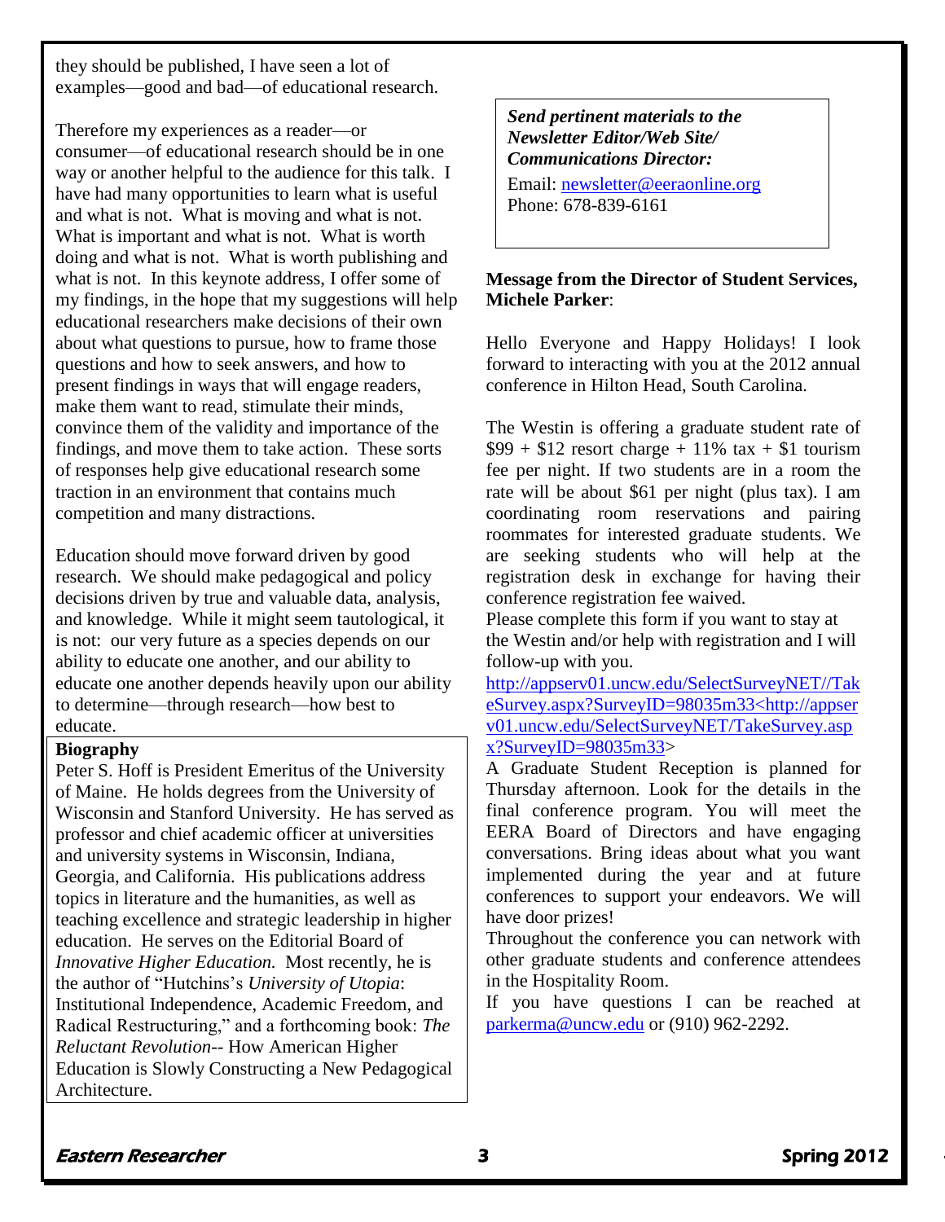they should be published, I have seen a lot of examples—good and bad—of educational research.

Therefore my experiences as a reader—or consumer—of educational research should be in one way or another helpful to the audience for this talk. I have had many opportunities to learn what is useful and what is not. What is moving and what is not. What is important and what is not. What is worth doing and what is not. What is worth publishing and what is not. In this keynote address, I offer some of my findings, in the hope that my suggestions will help educational researchers make decisions of their own about what questions to pursue, how to frame those questions and how to seek answers, and how to present findings in ways that will engage readers, make them want to read, stimulate their minds, convince them of the validity and importance of the findings, and move them to take action. These sorts of responses help give educational research some traction in an environment that contains much competition and many distractions.

Education should move forward driven by good research. We should make pedagogical and policy decisions driven by true and valuable data, analysis, and knowledge. While it might seem tautological, it is not: our very future as a species depends on our ability to educate one another, and our ability to educate one another depends heavily upon our ability to determine—through research—how best to educate.

**Biography**

Peter S. Hoff is President Emeritus of the University of Maine. He holds degrees from the University of Wisconsin and Stanford University. He has served as professor and chief academic officer at universities and university systems in Wisconsin, Indiana, Georgia, and California. His publications address topics in literature and the humanities, as well as teaching excellence and strategic leadership in higher education. He serves on the Editorial Board of *Innovative Higher Education.* Most recently, he is the author of "Hutchins's *University of Utopia*: Institutional Independence, Academic Freedom, and Radical Restructuring," and a forthcoming book: *The Reluctant Revolution*-- How American Higher Education is Slowly Constructing a New Pedagogical Architecture.

***Send pertinent materials to the Newsletter Editor/Web Site/ Communications Director:***

Email: newsletter@eeraonline.org
Phone: 678-839-6161

**Message from the Director of Student Services, Michele Parker**:

Hello Everyone and Happy Holidays! I look forward to interacting with you at the 2012 annual conference in Hilton Head, South Carolina.

The Westin is offering a graduate student rate of $99 + $12 resort charge + 11% tax + $1 tourism fee per night. If two students are in a room the rate will be about $61 per night (plus tax). I am coordinating room reservations and pairing roommates for interested graduate students. We are seeking students who will help at the registration desk in exchange for having their conference registration fee waived.
Please complete this form if you want to stay at the Westin and/or help with registration and I will follow-up with you.
http://appserv01.uncw.edu/SelectSurveyNET//TakeSurvey.aspx?SurveyID=98035m33<http://appserv01.uncw.edu/SelectSurveyNET/TakeSurvey.aspx?SurveyID=98035m33>
A Graduate Student Reception is planned for Thursday afternoon. Look for the details in the final conference program. You will meet the EERA Board of Directors and have engaging conversations. Bring ideas about what you want implemented during the year and at future conferences to support your endeavors. We will have door prizes!
Throughout the conference you can network with other graduate students and conference attendees in the Hospitality Room.
If you have questions I can be reached at parkerma@uncw.edu or (910) 962-2292.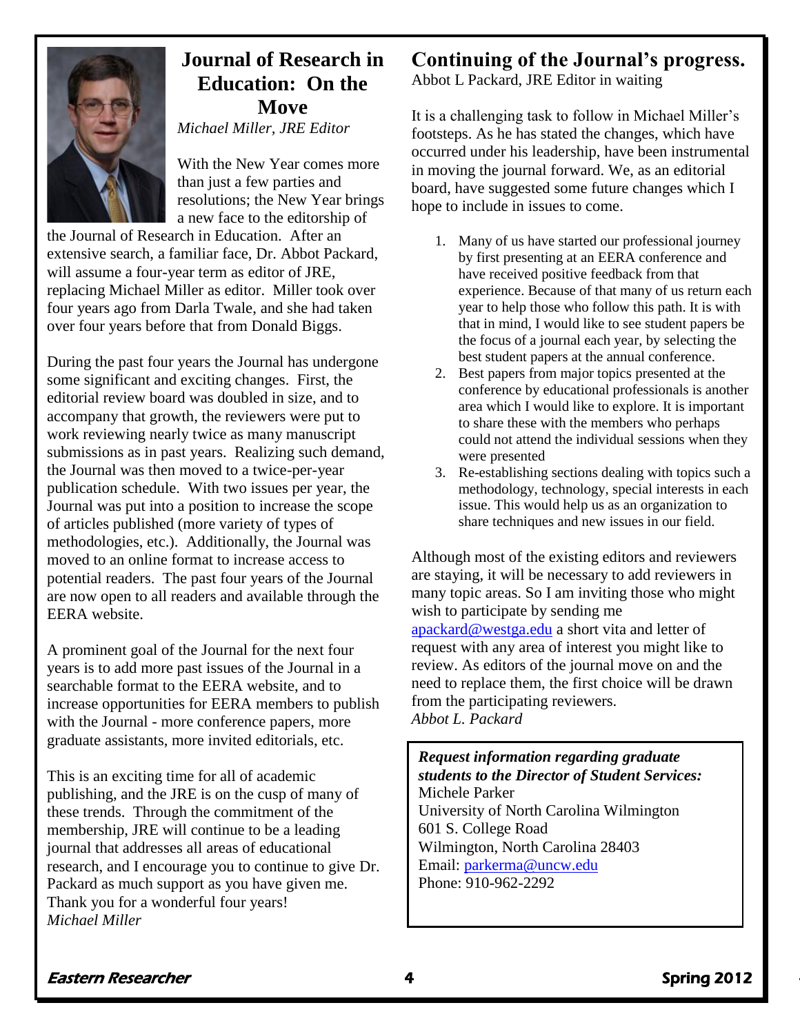# Journal of Research in Education: On the Move

*Michael Miller, JRE Editor*

With the New Year comes more than just a few parties and resolutions; the New Year brings a new face to the editorship of the Journal of Research in Education. After an extensive search, a familiar face, Dr. Abbot Packard, will assume a four-year term as editor of JRE, replacing Michael Miller as editor. Miller took over four years ago from Darla Twale, and she had taken over four years before that from Donald Biggs.

During the past four years the Journal has undergone some significant and exciting changes. First, the editorial review board was doubled in size, and to accompany that growth, the reviewers were put to work reviewing nearly twice as many manuscript submissions as in past years. Realizing such demand, the Journal was then moved to a twice-per-year publication schedule. With two issues per year, the Journal was put into a position to increase the scope of articles published (more variety of types of methodologies, etc.). Additionally, the Journal was moved to an online format to increase access to potential readers. The past four years of the Journal are now open to all readers and available through the EERA website.

A prominent goal of the Journal for the next four years is to add more past issues of the Journal in a searchable format to the EERA website, and to increase opportunities for EERA members to publish with the Journal - more conference papers, more graduate assistants, more invited editorials, etc.

This is an exciting time for all of academic publishing, and the JRE is on the cusp of many of these trends. Through the commitment of the membership, JRE will continue to be a leading journal that addresses all areas of educational research, and I encourage you to continue to give Dr. Packard as much support as you have given me. Thank you for a wonderful four years!
*Michael Miller*

# Continuing of the Journal's progress.

Abbot L Packard, JRE Editor in waiting

It is a challenging task to follow in Michael Miller's footsteps. As he has stated the changes, which have occurred under his leadership, have been instrumental in moving the journal forward. We, as an editorial board, have suggested some future changes which I hope to include in issues to come.

1. Many of us have started our professional journey by first presenting at an EERA conference and have received positive feedback from that experience. Because of that many of us return each year to help those who follow this path. It is with that in mind, I would like to see student papers be the focus of a journal each year, by selecting the best student papers at the annual conference.
2. Best papers from major topics presented at the conference by educational professionals is another area which I would like to explore. It is important to share these with the members who perhaps could not attend the individual sessions when they were presented
3. Re-establishing sections dealing with topics such a methodology, technology, special interests in each issue. This would help us as an organization to share techniques and new issues in our field.

Although most of the existing editors and reviewers are staying, it will be necessary to add reviewers in many topic areas. So I am inviting those who might wish to participate by sending me apackard@westga.edu a short vita and letter of request with any area of interest you might like to review. As editors of the journal move on and the need to replace them, the first choice will be drawn from the participating reviewers.
*Abbot L. Packard*

***Request information regarding graduate students to the Director of Student Services:***
Michele Parker
University of North Carolina Wilmington
601 S. College Road
Wilmington, North Carolina 28403
Email: parkerma@uncw.edu
Phone: 910-962-2292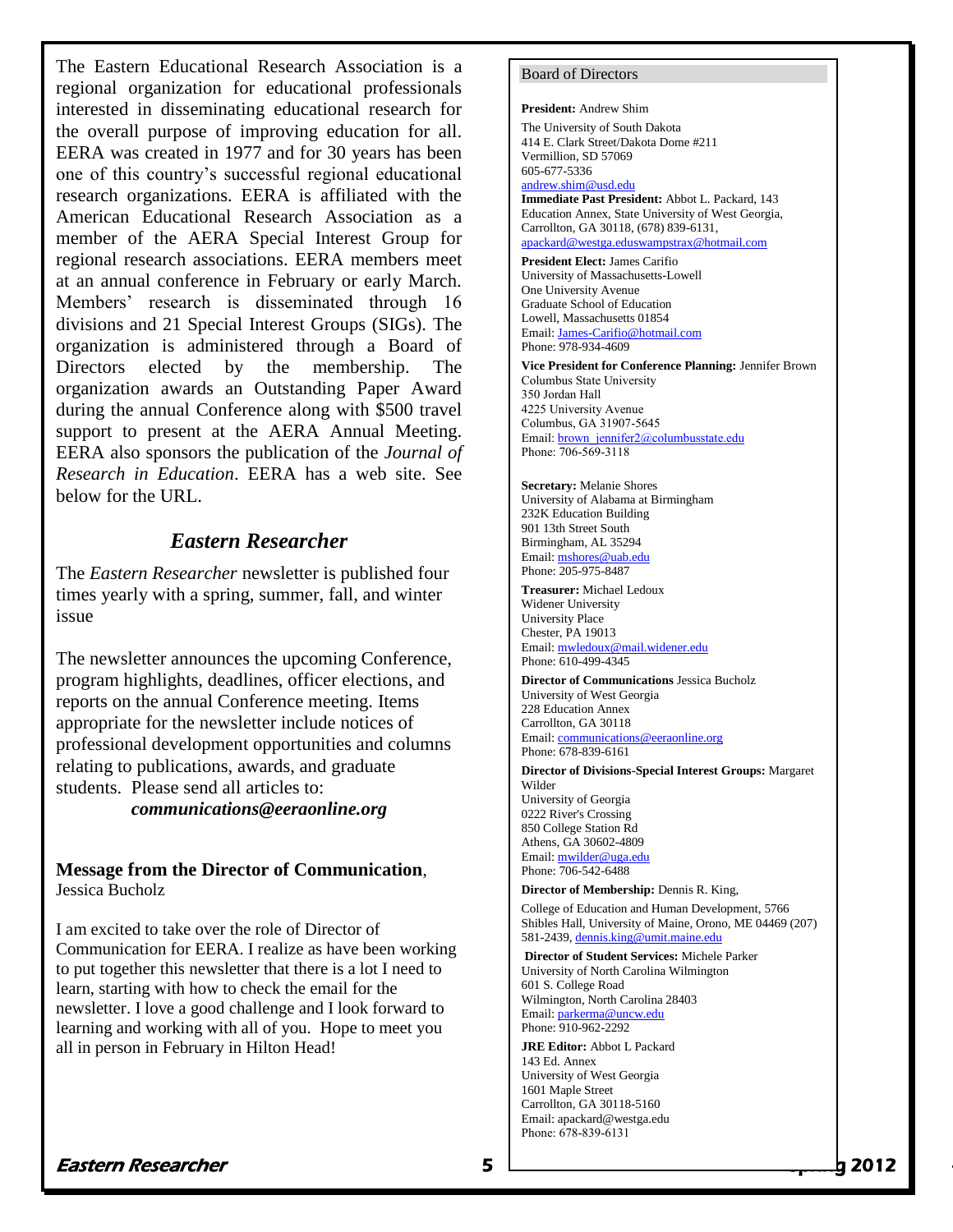The Eastern Educational Research Association is a regional organization for educational professionals interested in disseminating educational research for the overall purpose of improving education for all. EERA was created in 1977 and for 30 years has been one of this country's successful regional educational research organizations. EERA is affiliated with the American Educational Research Association as a member of the AERA Special Interest Group for regional research associations. EERA members meet at an annual conference in February or early March. Members' research is disseminated through 16 divisions and 21 Special Interest Groups (SIGs). The organization is administered through a Board of Directors elected by the membership. The organization awards an Outstanding Paper Award during the annual Conference along with $500 travel support to present at the AERA Annual Meeting. EERA also sponsors the publication of the *Journal of Research in Education*. EERA has a web site. See below for the URL.

## *Eastern Researcher*

The *Eastern Researcher* newsletter is published four times yearly with a spring, summer, fall, and winter issue

The newsletter announces the upcoming Conference, program highlights, deadlines, officer elections, and reports on the annual Conference meeting. Items appropriate for the newsletter include notices of professional development opportunities and columns relating to publications, awards, and graduate students. Please send all articles to:

***communications@eeraonline.org***

**Message from the Director of Communication**, Jessica Bucholz

I am excited to take over the role of Director of Communication for EERA. I realize as have been working to put together this newsletter that there is a lot I need to learn, starting with how to check the email for the newsletter. I love a good challenge and I look forward to learning and working with all of you. Hope to meet you all in person in February in Hilton Head!

## Board of Directors

**President:** Andrew Shim
The University of South Dakota
414 E. Clark Street/Dakota Dome #211
Vermillion, SD 57069
605-677-5336
andrew.shim@usd.edu

**Immediate Past President:** Abbot L. Packard, 143 Education Annex, State University of West Georgia, Carrollton, GA 30118, (678) 839-6131, apackard@westga.eduswampstrax@hotmail.com

**President Elect:** James Carifio
University of Massachusetts-Lowell
One University Avenue
Graduate School of Education
Lowell, Massachusetts 01854
Email: James-Carifio@hotmail.com
Phone: 978-934-4609

**Vice President for Conference Planning:** Jennifer Brown
Columbus State University
350 Jordan Hall
4225 University Avenue
Columbus, GA 31907-5645
Email: brown_jennifer2@columbusstate.edu
Phone: 706-569-3118

**Secretary:** Melanie Shores
University of Alabama at Birmingham
232K Education Building
901 13th Street South
Birmingham, AL 35294
Email: mshores@uab.edu
Phone: 205-975-8487

**Treasurer:** Michael Ledoux
Widener University
University Place
Chester, PA 19013
Email: mwledoux@mail.widener.edu
Phone: 610-499-4345

**Director of Communications** Jessica Bucholz
University of West Georgia
228 Education Annex
Carrollton, GA 30118
Email: communications@eeraonline.org
Phone: 678-839-6161

**Director of Divisions-Special Interest Groups:** Margaret Wilder
University of Georgia
0222 River's Crossing
850 College Station Rd
Athens, GA 30602-4809
Email: mwilder@uga.edu
Phone: 706-542-6488

**Director of Membership:** Dennis R. King,
College of Education and Human Development, 5766 Shibles Hall, University of Maine, Orono, ME 04469 (207) 581-2439, dennis.king@umit.maine.edu

**Director of Student Services:** Michele Parker
University of North Carolina Wilmington
601 S. College Road
Wilmington, North Carolina 28403
Email: parkerma@uncw.edu
Phone: 910-962-2292

**JRE Editor:** Abbot L Packard
143 Ed. Annex
University of West Georgia
1601 Maple Street
Carrollton, GA 30118-5160
Email: apackard@westga.edu
Phone: 678-839-6131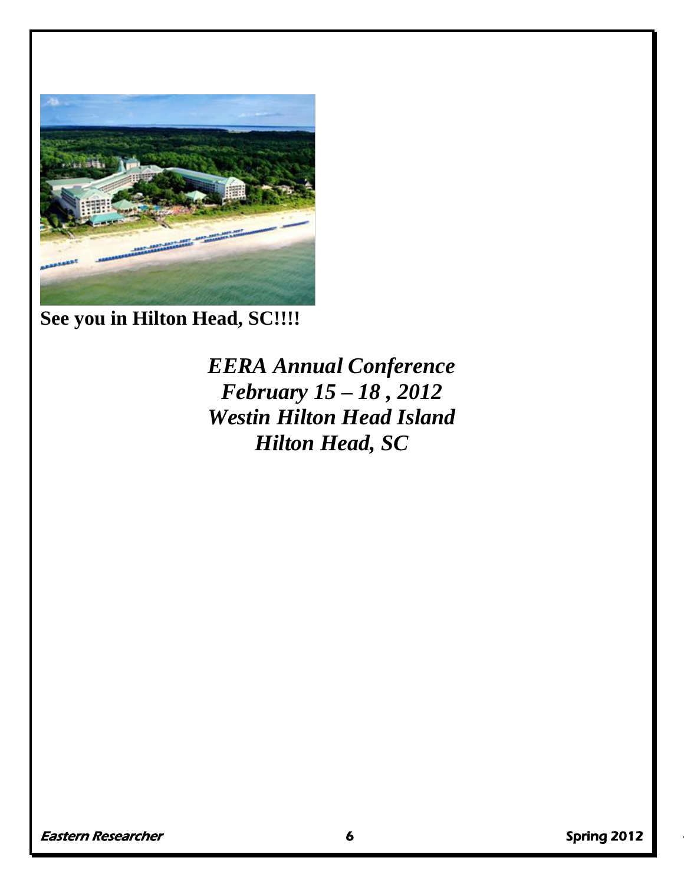**See you in Hilton Head, SC!!!!**

***EERA Annual Conference***
***February 15 – 18 , 2012***
***Westin Hilton Head Island***
***Hilton Head, SC***